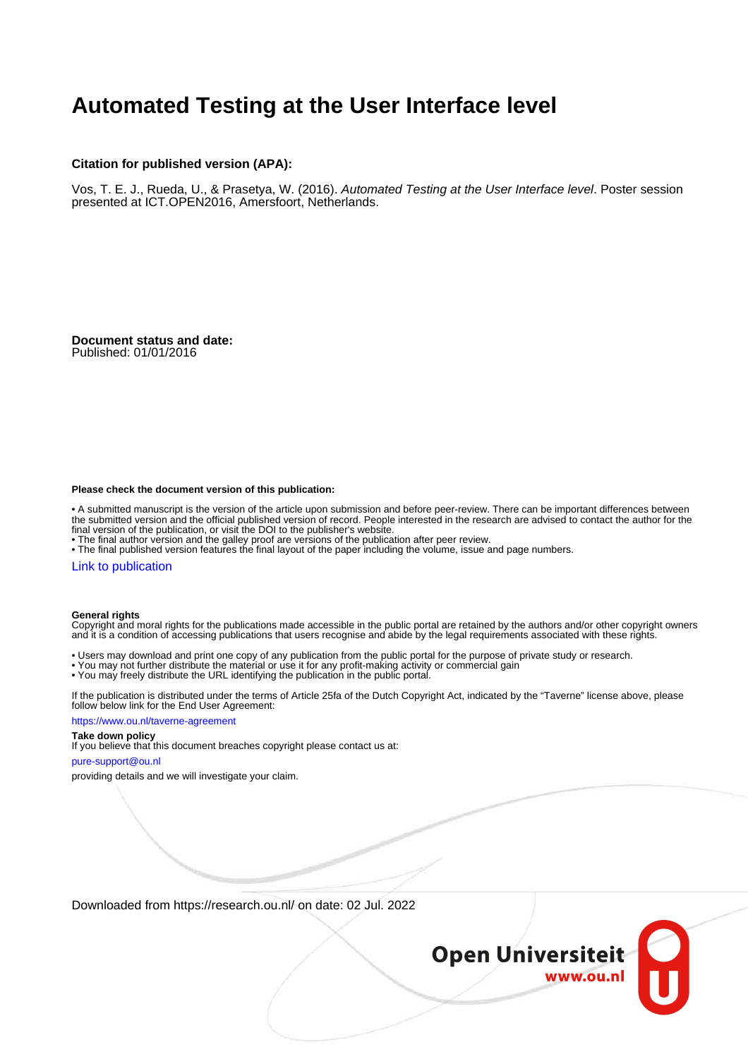# Automated Testing at the User Interface level

**Citation for published version (APA):**

Vos, T. E. J., Rueda, U., & Prasetya, W. (2016). *Automated Testing at the User Interface level*. Poster session presented at ICT.OPEN2016, Amersfoort, Netherlands.

**Document status and date:**
Published: 01/01/2016

**Please check the document version of this publication:**

- A submitted manuscript is the version of the article upon submission and before peer-review. There can be important differences between the submitted version and the official published version of record. People interested in the research are advised to contact the author for the final version of the publication, or visit the DOI to the publisher's website.
- The final author version and the galley proof are versions of the publication after peer review.
- The final published version features the final layout of the paper including the volume, issue and page numbers.

Link to publication

**General rights**
Copyright and moral rights for the publications made accessible in the public portal are retained by the authors and/or other copyright owners and it is a condition of accessing publications that users recognise and abide by the legal requirements associated with these rights.

- Users may download and print one copy of any publication from the public portal for the purpose of private study or research.
- You may not further distribute the material or use it for any profit-making activity or commercial gain
- You may freely distribute the URL identifying the publication in the public portal.

If the publication is distributed under the terms of Article 25fa of the Dutch Copyright Act, indicated by the "Taverne" license above, please follow below link for the End User Agreement:

https://www.ou.nl/taverne-agreement

**Take down policy**
If you believe that this document breaches copyright please contact us at:

pure-support@ou.nl

providing details and we will investigate your claim.

Downloaded from https://research.ou.nl/ on date: 02 Jul. 2022

Open Universiteit
www.ou.nl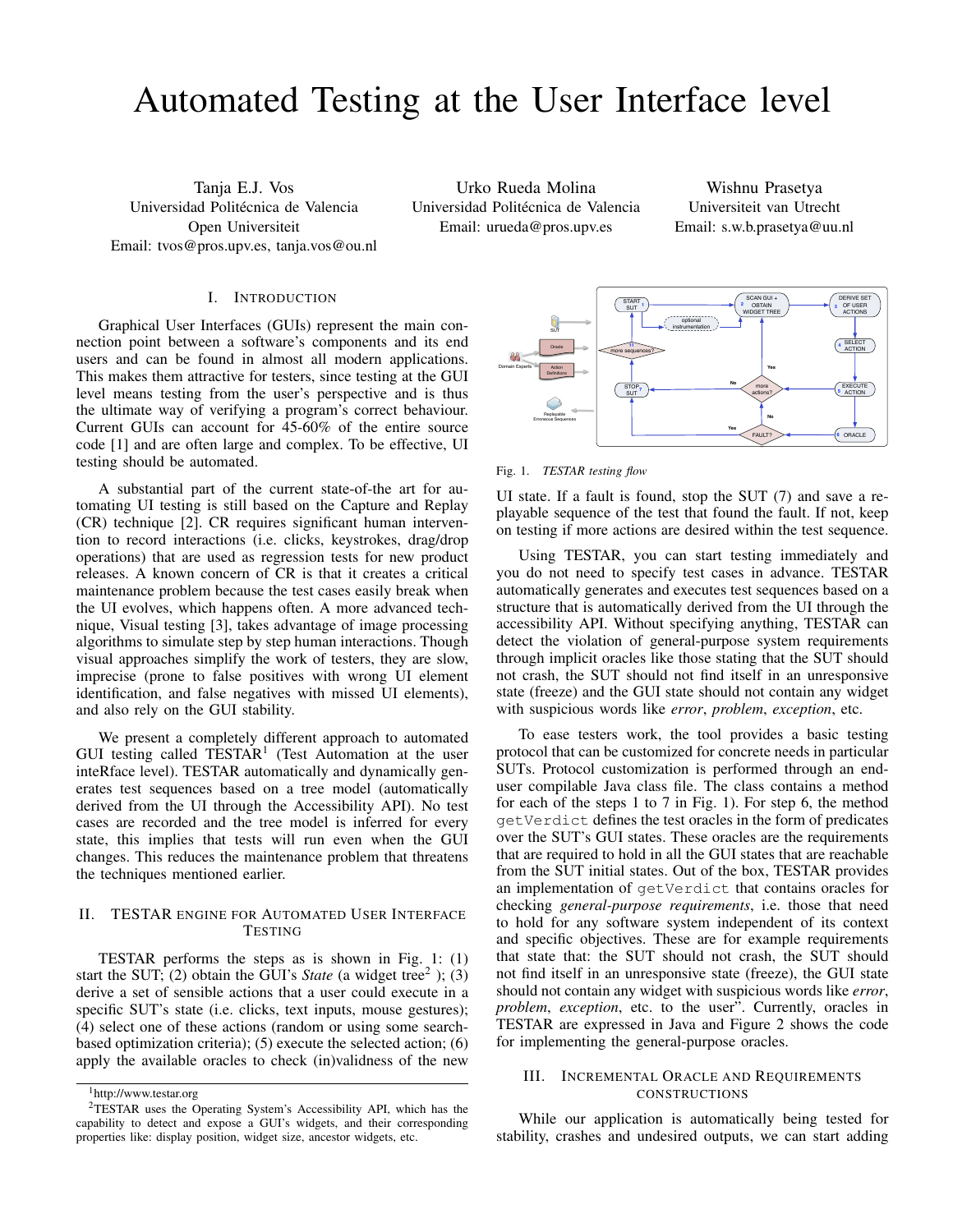# Automated Testing at the User Interface level

Tanja E.J. Vos
Universidad Politécnica de Valencia
Open Universiteit
Email: tvos@pros.upv.es, tanja.vos@ou.nl

Urko Rueda Molina
Universidad Politécnica de Valencia
Email: urueda@pros.upv.es

Wishnu Prasetya
Universiteit van Utrecht
Email: s.w.b.prasetya@uu.nl

## I. Introduction

Graphical User Interfaces (GUIs) represent the main connection point between a software's components and its end users and can be found in almost all modern applications. This makes them attractive for testers, since testing at the GUI level means testing from the user's perspective and is thus the ultimate way of verifying a program's correct behaviour. Current GUIs can account for 45-60% of the entire source code [1] and are often large and complex. To be effective, UI testing should be automated.

A substantial part of the current state-of-the art for automating UI testing is still based on the Capture and Replay (CR) technique [2]. CR requires significant human intervention to record interactions (i.e. clicks, keystrokes, drag/drop operations) that are used as regression tests for new product releases. A known concern of CR is that it creates a critical maintenance problem because the test cases easily break when the UI evolves, which happens often. A more advanced technique, Visual testing [3], takes advantage of image processing algorithms to simulate step by step human interactions. Though visual approaches simplify the work of testers, they are slow, imprecise (prone to false positives with wrong UI element identification, and false negatives with missed UI elements), and also rely on the GUI stability.

We present a completely different approach to automated GUI testing called TESTAR[1] (Test Automation at the user inteRface level). TESTAR automatically and dynamically generates test sequences based on a tree model (automatically derived from the UI through the Accessibility API). No test cases are recorded and the tree model is inferred for every state, this implies that tests will run even when the GUI changes. This reduces the maintenance problem that threatens the techniques mentioned earlier.

## II. TESTAR engine for Automated User Interface Testing

TESTAR performs the steps as is shown in Fig. 1: (1) start the SUT; (2) obtain the GUI's *State* (a widget tree[2] ); (3) derive a set of sensible actions that a user could execute in a specific SUT's state (i.e. clicks, text inputs, mouse gestures); (4) select one of these actions (random or using some search-based optimization criteria); (5) execute the selected action; (6) apply the available oracles to check (in)validness of the new UI state. If a fault is found, stop the SUT (7) and save a replayable sequence of the test that found the fault. If not, keep on testing if more actions are desired within the test sequence.

Fig. 1. *TESTAR testing flow*

Using TESTAR, you can start testing immediately and you do not need to specify test cases in advance. TESTAR automatically generates and executes test sequences based on a structure that is automatically derived from the UI through the accessibility API. Without specifying anything, TESTAR can detect the violation of general-purpose system requirements through implicit oracles like those stating that the SUT should not crash, the SUT should not find itself in an unresponsive state (freeze) and the GUI state should not contain any widget with suspicious words like *error*, *problem*, *exception*, etc.

To ease testers work, the tool provides a basic testing protocol that can be customized for concrete needs in particular SUTs. Protocol customization is performed through an end-user compilable Java class file. The class contains a method for each of the steps 1 to 7 in Fig. 1). For step 6, the method `getVerdict` defines the test oracles in the form of predicates over the SUT's GUI states. These oracles are the requirements that are required to hold in all the GUI states that are reachable from the SUT initial states. Out of the box, TESTAR provides an implementation of `getVerdict` that contains oracles for checking *general-purpose requirements*, i.e. those that need to hold for any software system independent of its context and specific objectives. These are for example requirements that state that: the SUT should not crash, the SUT should not find itself in an unresponsive state (freeze), the GUI state should not contain any widget with suspicious words like *error*, *problem*, *exception*, etc. to the user". Currently, oracles in TESTAR are expressed in Java and Figure 2 shows the code for implementing the general-purpose oracles.

## III. Incremental Oracle and Requirements Constructions

While our application is automatically being tested for stability, crashes and undesired outputs, we can start adding

[1] http://www.testar.org

[2] TESTAR uses the Operating System's Accessibility API, which has the capability to detect and expose a GUI's widgets, and their corresponding properties like: display position, widget size, ancestor widgets, etc.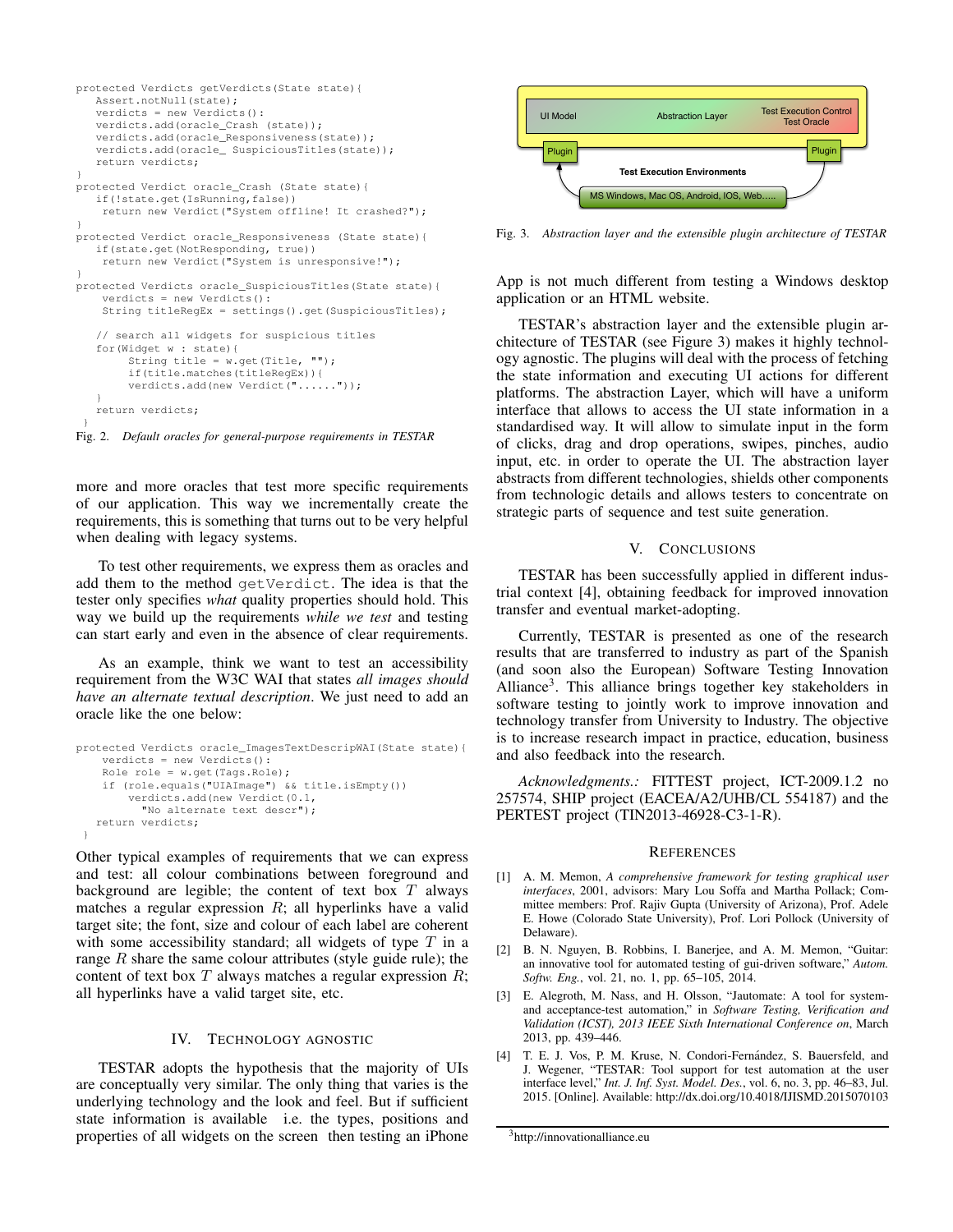```
protected Verdicts getVerdicts(State state){
   Assert.notNull(state);
   verdicts = new Verdicts():
   verdicts.add(oracle_Crash (state));
   verdicts.add(oracle_Responsiveness(state));
   verdicts.add(oracle_ SuspiciousTitles(state));
   return verdicts;
}
protected Verdict oracle_Crash (State state){
   if(!state.get(IsRunning,false))
    return new Verdict("System offline! It crashed?");
}
protected Verdict oracle_Responsiveness (State state){
   if(state.get(NotResponding, true))
    return new Verdict("System is unresponsive!");
}
protected Verdicts oracle_SuspiciousTitles(State state){
    verdicts = new Verdicts():
    String titleRegEx = settings().get(SuspiciousTitles);

   // search all widgets for suspicious titles
   for(Widget w : state){
        String title = w.get(Title, "");
        if(title.matches(titleRegEx)){
        verdicts.add(new Verdict("......"));
   }
   return verdicts;
 }
```

Fig. 2. *Default oracles for general-purpose requirements in TESTAR*

more and more oracles that test more specific requirements of our application. This way we incrementally create the requirements, this is something that turns out to be very helpful when dealing with legacy systems.

To test other requirements, we express them as oracles and add them to the method getVerdict. The idea is that the tester only specifies *what* quality properties should hold. This way we build up the requirements *while we test* and testing can start early and even in the absence of clear requirements.

As an example, think we want to test an accessibility requirement from the W3C WAI that states *all images should have an alternate textual description*. We just need to add an oracle like the one below:

```
protected Verdicts oracle_ImagesTextDescripWAI(State state){
    verdicts = new Verdicts():
    Role role = w.get(Tags.Role);
    if (role.equals("UIAImage") && title.isEmpty())
        verdicts.add(new Verdict(0.1,
          "No alternate text descr");
   return verdicts;
 }
```

Other typical examples of requirements that we can express and test: all colour combinations between foreground and background are legible; the content of text box $T$ always matches a regular expression $R$; all hyperlinks have a valid target site; the font, size and colour of each label are coherent with some accessibility standard; all widgets of type $T$ in a range $R$ share the same colour attributes (style guide rule); the content of text box $T$ always matches a regular expression $R$; all hyperlinks have a valid target site, etc.

## IV. Technology Agnostic

TESTAR adopts the hypothesis that the majority of UIs are conceptually very similar. The only thing that varies is the underlying technology and the look and feel. But if sufficient state information is available  i.e. the types, positions and properties of all widgets on the screen  then testing an iPhone App is not much different from testing a Windows desktop application or an HTML website.

UI Model
Abstraction Layer
Test Execution Control
Test Oracle
Plugin
Plugin
Test Execution Environments
MS Windows, Mac OS, Android, IOS, Web.....

Fig. 3. *Abstraction layer and the extensible plugin architecture of TESTAR*

TESTAR's abstraction layer and the extensible plugin architecture of TESTAR (see Figure 3) makes it highly technology agnostic. The plugins will deal with the process of fetching the state information and executing UI actions for different platforms. The abstraction Layer, which will have a uniform interface that allows to access the UI state information in a standardised way. It will allow to simulate input in the form of clicks, drag and drop operations, swipes, pinches, audio input, etc. in order to operate the UI. The abstraction layer abstracts from different technologies, shields other components from technologic details and allows testers to concentrate on strategic parts of sequence and test suite generation.

## V. Conclusions

TESTAR has been successfully applied in different industrial context [4], obtaining feedback for improved innovation transfer and eventual market-adopting.

Currently, TESTAR is presented as one of the research results that are transferred to industry as part of the Spanish (and soon also the European) Software Testing Innovation Alliance[3]. This alliance brings together key stakeholders in software testing to jointly work to improve innovation and technology transfer from University to Industry. The objective is to increase research impact in practice, education, business and also feedback into the research.

*Acknowledgments.:* FITTEST project, ICT-2009.1.2 no 257574, SHIP project (EACEA/A2/UHB/CL 554187) and the PERTEST project (TIN2013-46928-C3-1-R).

## References

[1] A. M. Memon, *A comprehensive framework for testing graphical user interfaces*, 2001, advisors: Mary Lou Soffa and Martha Pollack; Committee members: Prof. Rajiv Gupta (University of Arizona), Prof. Adele E. Howe (Colorado State University), Prof. Lori Pollock (University of Delaware).

[2] B. N. Nguyen, B. Robbins, I. Banerjee, and A. M. Memon, "Guitar: an innovative tool for automated testing of gui-driven software," *Autom. Softw. Eng.*, vol. 21, no. 1, pp. 65–105, 2014.

[3] E. Alegroth, M. Nass, and H. Olsson, "Jautomate: A tool for system- and acceptance-test automation," in *Software Testing, Verification and Validation (ICST), 2013 IEEE Sixth International Conference on*, March 2013, pp. 439–446.

[4] T. E. J. Vos, P. M. Kruse, N. Condori-Fernández, S. Bauersfeld, and J. Wegener, "TESTAR: Tool support for test automation at the user interface level," *Int. J. Inf. Syst. Model. Des.*, vol. 6, no. 3, pp. 46–83, Jul. 2015. [Online]. Available: http://dx.doi.org/10.4018/IJISMD.2015070103

[3] http://innovationalliance.eu